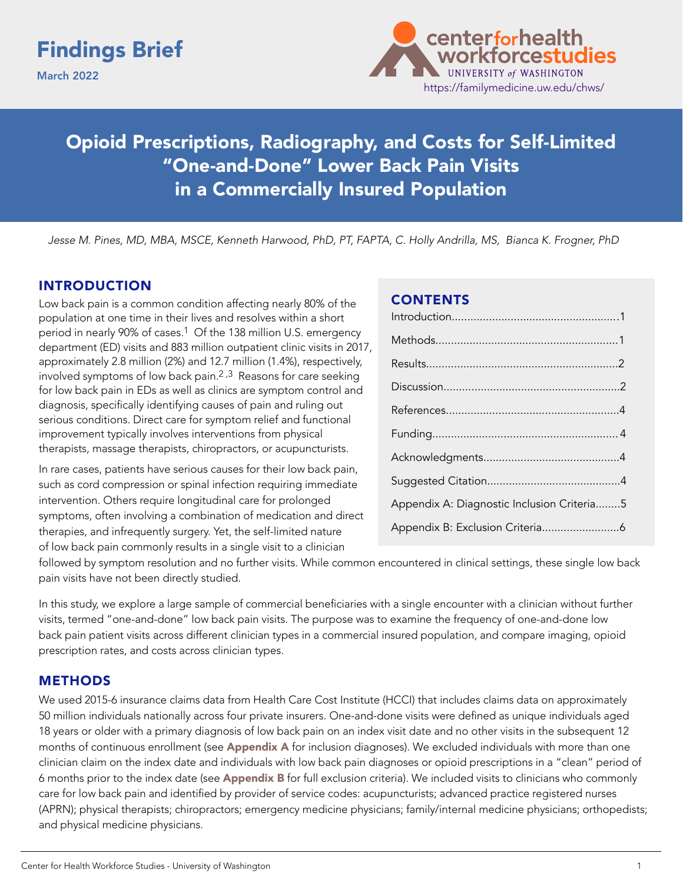Findings Brief

March 2022

center for health workforce studies
UNIVERSITY of WASHINGTON
https://familymedicine.uw.edu/chws/

# Opioid Prescriptions, Radiography, and Costs for Self-Limited "One-and-Done" Lower Back Pain Visits in a Commercially Insured Population

*Jesse M. Pines, MD, MBA, MSCE, Kenneth Harwood, PhD, PT, FAPTA, C. Holly Andrilla, MS, Bianca K. Frogner, PhD*

## CONTENTS

Introduction......1
Methods......1
Results......2
Discussion......2
References......4
Funding......4
Acknowledgments......4
Suggested Citation......4
Appendix A: Diagnostic Inclusion Criteria......5
Appendix B: Exclusion Criteria......6

## INTRODUCTION

Low back pain is a common condition affecting nearly 80% of the population at one time in their lives and resolves within a short period in nearly 90% of cases.[1] Of the 138 million U.S. emergency department (ED) visits and 883 million outpatient clinic visits in 2017, approximately 2.8 million (2%) and 12.7 million (1.4%), respectively, involved symptoms of low back pain.[2,3] Reasons for care seeking for low back pain in EDs as well as clinics are symptom control and diagnosis, specifically identifying causes of pain and ruling out serious conditions. Direct care for symptom relief and functional improvement typically involves interventions from physical therapists, massage therapists, chiropractors, or acupuncturists.

In rare cases, patients have serious causes for their low back pain, such as cord compression or spinal infection requiring immediate intervention. Others require longitudinal care for prolonged symptoms, often involving a combination of medication and direct therapies, and infrequently surgery. Yet, the self-limited nature of low back pain commonly results in a single visit to a clinician followed by symptom resolution and no further visits. While common encountered in clinical settings, these single low back pain visits have not been directly studied.

In this study, we explore a large sample of commercial beneficiaries with a single encounter with a clinician without further visits, termed "one-and-done" low back pain visits. The purpose was to examine the frequency of one-and-done low back pain patient visits across different clinician types in a commercial insured population, and compare imaging, opioid prescription rates, and costs across clinician types.

## METHODS

We used 2015-6 insurance claims data from Health Care Cost Institute (HCCI) that includes claims data on approximately 50 million individuals nationally across four private insurers. One-and-done visits were defined as unique individuals aged 18 years or older with a primary diagnosis of low back pain on an index visit date and no other visits in the subsequent 12 months of continuous enrollment (see **Appendix A** for inclusion diagnoses). We excluded individuals with more than one clinician claim on the index date and individuals with low back pain diagnoses or opioid prescriptions in a "clean" period of 6 months prior to the index date (see **Appendix B** for full exclusion criteria). We included visits to clinicians who commonly care for low back pain and identified by provider of service codes: acupuncturists; advanced practice registered nurses (APRN); physical therapists; chiropractors; emergency medicine physicians; family/internal medicine physicians; orthopedists; and physical medicine physicians.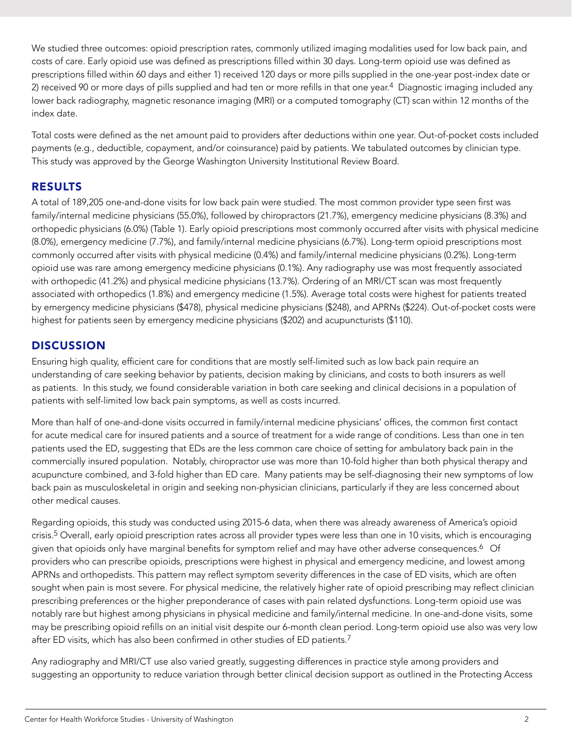We studied three outcomes: opioid prescription rates, commonly utilized imaging modalities used for low back pain, and costs of care. Early opioid use was defined as prescriptions filled within 30 days. Long-term opioid use was defined as prescriptions filled within 60 days and either 1) received 120 days or more pills supplied in the one-year post-index date or 2) received 90 or more days of pills supplied and had ten or more refills in that one year.[4] Diagnostic imaging included any lower back radiography, magnetic resonance imaging (MRI) or a computed tomography (CT) scan within 12 months of the index date.

Total costs were defined as the net amount paid to providers after deductions within one year. Out-of-pocket costs included payments (e.g., deductible, copayment, and/or coinsurance) paid by patients. We tabulated outcomes by clinician type. This study was approved by the George Washington University Institutional Review Board.

## RESULTS

A total of 189,205 one-and-done visits for low back pain were studied. The most common provider type seen first was family/internal medicine physicians (55.0%), followed by chiropractors (21.7%), emergency medicine physicians (8.3%) and orthopedic physicians (6.0%) (Table 1). Early opioid prescriptions most commonly occurred after visits with physical medicine (8.0%), emergency medicine (7.7%), and family/internal medicine physicians (6.7%). Long-term opioid prescriptions most commonly occurred after visits with physical medicine (0.4%) and family/internal medicine physicians (0.2%). Long-term opioid use was rare among emergency medicine physicians (0.1%). Any radiography use was most frequently associated with orthopedic (41.2%) and physical medicine physicians (13.7%). Ordering of an MRI/CT scan was most frequently associated with orthopedics (1.8%) and emergency medicine (1.5%). Average total costs were highest for patients treated by emergency medicine physicians ($478), physical medicine physicians ($248), and APRNs ($224). Out-of-pocket costs were highest for patients seen by emergency medicine physicians ($202) and acupuncturists ($110).

## DISCUSSION

Ensuring high quality, efficient care for conditions that are mostly self-limited such as low back pain require an understanding of care seeking behavior by patients, decision making by clinicians, and costs to both insurers as well as patients. In this study, we found considerable variation in both care seeking and clinical decisions in a population of patients with self-limited low back pain symptoms, as well as costs incurred.

More than half of one-and-done visits occurred in family/internal medicine physicians' offices, the common first contact for acute medical care for insured patients and a source of treatment for a wide range of conditions. Less than one in ten patients used the ED, suggesting that EDs are the less common care choice of setting for ambulatory back pain in the commercially insured population. Notably, chiropractor use was more than 10-fold higher than both physical therapy and acupuncture combined, and 3-fold higher than ED care. Many patients may be self-diagnosing their new symptoms of low back pain as musculoskeletal in origin and seeking non-physician clinicians, particularly if they are less concerned about other medical causes.

Regarding opioids, this study was conducted using 2015-6 data, when there was already awareness of America's opioid crisis.[5] Overall, early opioid prescription rates across all provider types were less than one in 10 visits, which is encouraging given that opioids only have marginal benefits for symptom relief and may have other adverse consequences.[6] Of providers who can prescribe opioids, prescriptions were highest in physical and emergency medicine, and lowest among APRNs and orthopedists. This pattern may reflect symptom severity differences in the case of ED visits, which are often sought when pain is most severe. For physical medicine, the relatively higher rate of opioid prescribing may reflect clinician prescribing preferences or the higher preponderance of cases with pain related dysfunctions. Long-term opioid use was notably rare but highest among physicians in physical medicine and family/internal medicine. In one-and-done visits, some may be prescribing opioid refills on an initial visit despite our 6-month clean period. Long-term opioid use also was very low after ED visits, which has also been confirmed in other studies of ED patients.[7]

Any radiography and MRI/CT use also varied greatly, suggesting differences in practice style among providers and suggesting an opportunity to reduce variation through better clinical decision support as outlined in the Protecting Access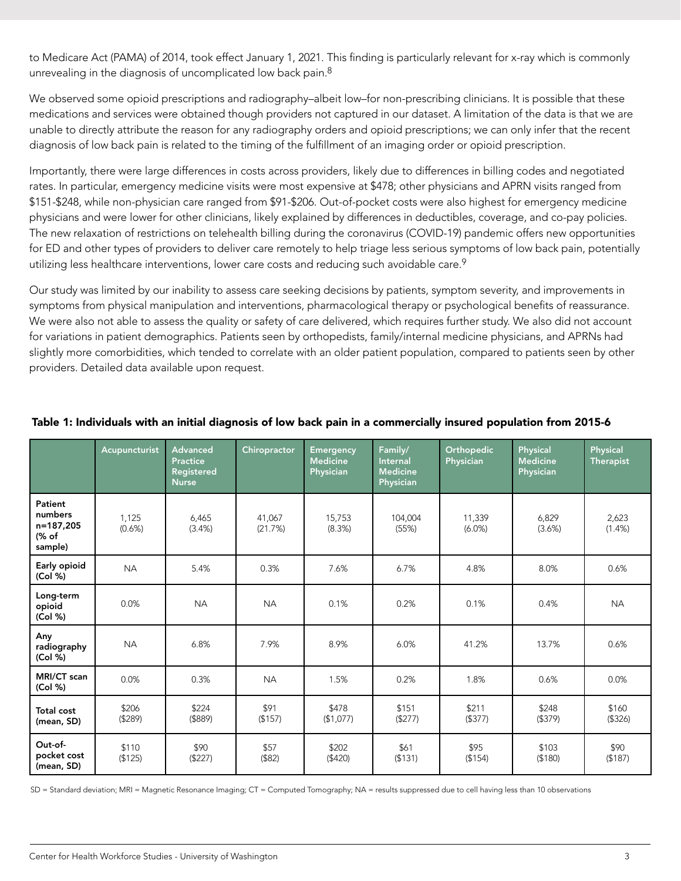to Medicare Act (PAMA) of 2014, took effect January 1, 2021. This finding is particularly relevant for x-ray which is commonly unrevealing in the diagnosis of uncomplicated low back pain.[8]

We observed some opioid prescriptions and radiography–albeit low–for non-prescribing clinicians. It is possible that these medications and services were obtained though providers not captured in our dataset. A limitation of the data is that we are unable to directly attribute the reason for any radiography orders and opioid prescriptions; we can only infer that the recent diagnosis of low back pain is related to the timing of the fulfillment of an imaging order or opioid prescription.

Importantly, there were large differences in costs across providers, likely due to differences in billing codes and negotiated rates. In particular, emergency medicine visits were most expensive at $478; other physicians and APRN visits ranged from $151-$248, while non-physician care ranged from $91-$206. Out-of-pocket costs were also highest for emergency medicine physicians and were lower for other clinicians, likely explained by differences in deductibles, coverage, and co-pay policies. The new relaxation of restrictions on telehealth billing during the coronavirus (COVID-19) pandemic offers new opportunities for ED and other types of providers to deliver care remotely to help triage less serious symptoms of low back pain, potentially utilizing less healthcare interventions, lower care costs and reducing such avoidable care.[9]

Our study was limited by our inability to assess care seeking decisions by patients, symptom severity, and improvements in symptoms from physical manipulation and interventions, pharmacological therapy or psychological benefits of reassurance. We were also not able to assess the quality or safety of care delivered, which requires further study. We also did not account for variations in patient demographics. Patients seen by orthopedists, family/internal medicine physicians, and APRNs had slightly more comorbidities, which tended to correlate with an older patient population, compared to patients seen by other providers. Detailed data available upon request.

**Table 1: Individuals with an initial diagnosis of low back pain in a commercially insured population from 2015-6**

| | Acupuncturist | Advanced Practice Registered Nurse | Chiropractor | Emergency Medicine Physician | Family/ Internal Medicine Physician | Orthopedic Physician | Physical Medicine Physician | Physical Therapist |
|---|---|---|---|---|---|---|---|---|
| **Patient numbers n=187,205 (% of sample)** | 1,125 (0.6%) | 6,465 (3.4%) | 41,067 (21.7%) | 15,753 (8.3%) | 104,004 (55%) | 11,339 (6.0%) | 6,829 (3.6%) | 2,623 (1.4%) |
| **Early opioid (Col %)** | NA | 5.4% | 0.3% | 7.6% | 6.7% | 4.8% | 8.0% | 0.6% |
| **Long-term opioid (Col %)** | 0.0% | NA | NA | 0.1% | 0.2% | 0.1% | 0.4% | NA |
| **Any radiography (Col %)** | NA | 6.8% | 7.9% | 8.9% | 6.0% | 41.2% | 13.7% | 0.6% |
| **MRI/CT scan (Col %)** | 0.0% | 0.3% | NA | 1.5% | 0.2% | 1.8% | 0.6% | 0.0% |
| **Total cost (mean, SD)** | $206 ($289) | $224 ($889) | $91 ($157) | $478 ($1,077) | $151 ($277) | $211 ($377) | $248 ($379) | $160 ($326) |
| **Out-of-pocket cost (mean, SD)** | $110 ($125) | $90 ($227) | $57 ($82) | $202 ($420) | $61 ($131) | $95 ($154) | $103 ($180) | $90 ($187) |

SD = Standard deviation; MRI = Magnetic Resonance Imaging; CT = Computed Tomography; NA = results suppressed due to cell having less than 10 observations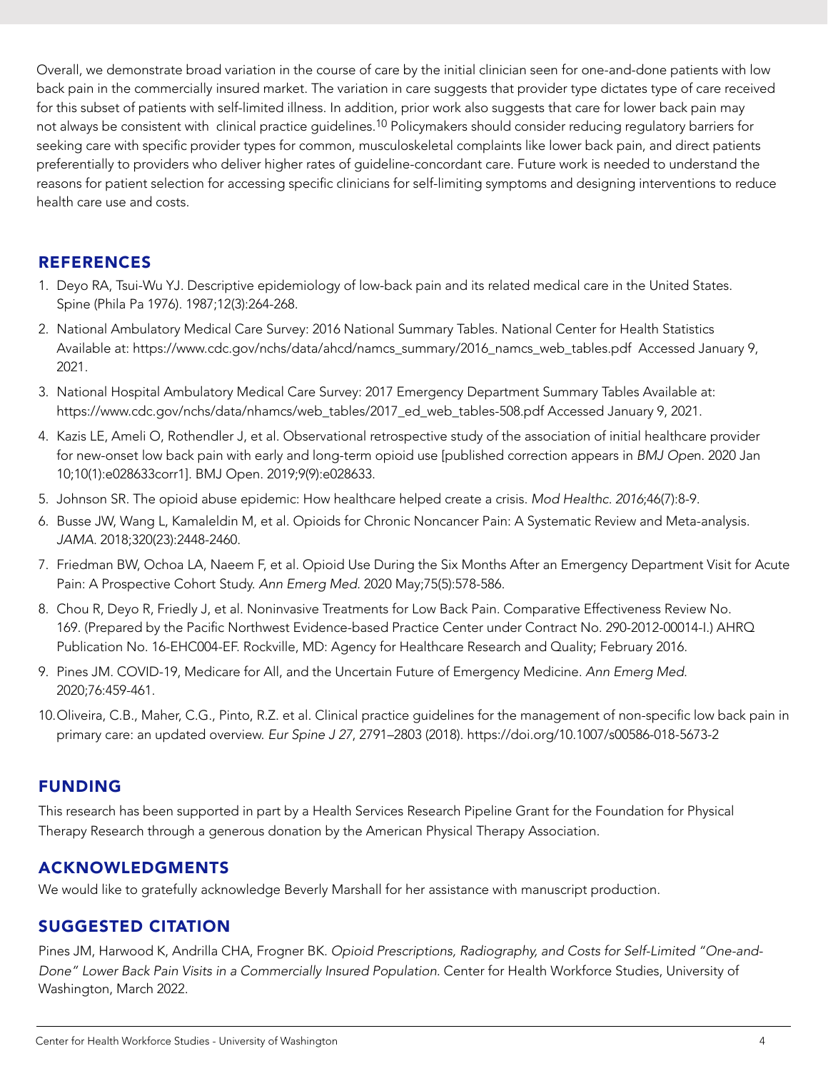Overall, we demonstrate broad variation in the course of care by the initial clinician seen for one-and-done patients with low back pain in the commercially insured market. The variation in care suggests that provider type dictates type of care received for this subset of patients with self-limited illness. In addition, prior work also suggests that care for lower back pain may not always be consistent with clinical practice guidelines.[10] Policymakers should consider reducing regulatory barriers for seeking care with specific provider types for common, musculoskeletal complaints like lower back pain, and direct patients preferentially to providers who deliver higher rates of guideline-concordant care. Future work is needed to understand the reasons for patient selection for accessing specific clinicians for self-limiting symptoms and designing interventions to reduce health care use and costs.

## REFERENCES

1. Deyo RA, Tsui-Wu YJ. Descriptive epidemiology of low-back pain and its related medical care in the United States. Spine (Phila Pa 1976). 1987;12(3):264-268.
2. National Ambulatory Medical Care Survey: 2016 National Summary Tables. National Center for Health Statistics Available at: https://www.cdc.gov/nchs/data/ahcd/namcs_summary/2016_namcs_web_tables.pdf Accessed January 9, 2021.
3. National Hospital Ambulatory Medical Care Survey: 2017 Emergency Department Summary Tables Available at: https://www.cdc.gov/nchs/data/nhamcs/web_tables/2017_ed_web_tables-508.pdf Accessed January 9, 2021.
4. Kazis LE, Ameli O, Rothendler J, et al. Observational retrospective study of the association of initial healthcare provider for new-onset low back pain with early and long-term opioid use [published correction appears in *BMJ Open*. 2020 Jan 10;10(1):e028633corr1]. BMJ Open. 2019;9(9):e028633.
5. Johnson SR. The opioid abuse epidemic: How healthcare helped create a crisis. *Mod Healthc. 2016*;46(7):8-9.
6. Busse JW, Wang L, Kamaleldin M, et al. Opioids for Chronic Noncancer Pain: A Systematic Review and Meta-analysis. *JAMA*. 2018;320(23):2448-2460.
7. Friedman BW, Ochoa LA, Naeem F, et al. Opioid Use During the Six Months After an Emergency Department Visit for Acute Pain: A Prospective Cohort Study. *Ann Emerg Med*. 2020 May;75(5):578-586.
8. Chou R, Deyo R, Friedly J, et al. Noninvasive Treatments for Low Back Pain. Comparative Effectiveness Review No. 169. (Prepared by the Pacific Northwest Evidence-based Practice Center under Contract No. 290-2012-00014-I.) AHRQ Publication No. 16-EHC004-EF. Rockville, MD: Agency for Healthcare Research and Quality; February 2016.
9. Pines JM. COVID-19, Medicare for All, and the Uncertain Future of Emergency Medicine. *Ann Emerg Med*. 2020;76:459-461.
10. Oliveira, C.B., Maher, C.G., Pinto, R.Z. et al. Clinical practice guidelines for the management of non-specific low back pain in primary care: an updated overview. *Eur Spine J 27*, 2791–2803 (2018). https://doi.org/10.1007/s00586-018-5673-2

## FUNDING

This research has been supported in part by a Health Services Research Pipeline Grant for the Foundation for Physical Therapy Research through a generous donation by the American Physical Therapy Association.

## ACKNOWLEDGMENTS

We would like to gratefully acknowledge Beverly Marshall for her assistance with manuscript production.

## SUGGESTED CITATION

Pines JM, Harwood K, Andrilla CHA, Frogner BK. *Opioid Prescriptions, Radiography, and Costs for Self-Limited "One-and-Done" Lower Back Pain Visits in a Commercially Insured Population.* Center for Health Workforce Studies, University of Washington, March 2022.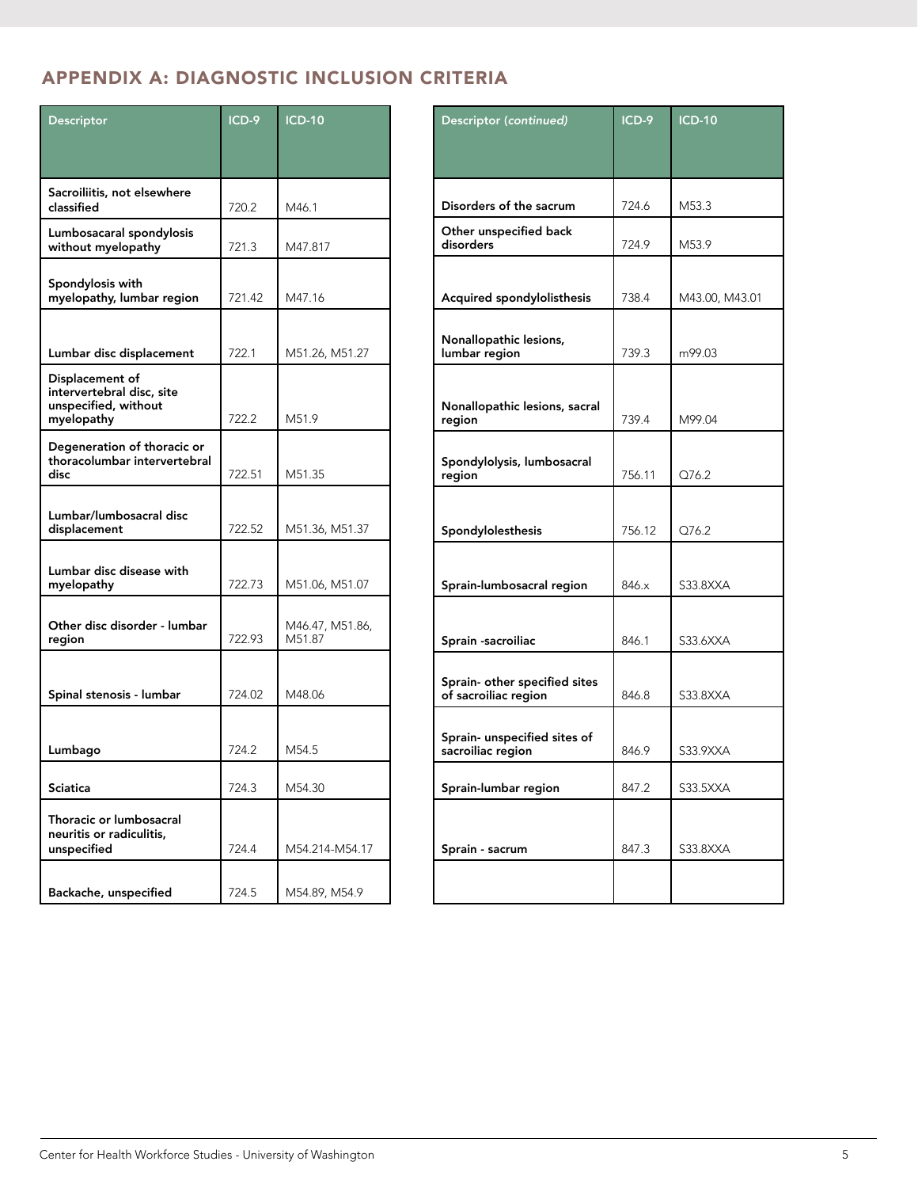## APPENDIX A: DIAGNOSTIC INCLUSION CRITERIA

| Descriptor | ICD-9 | ICD-10 |
|---|---|---|
| **Sacroiliitis, not elsewhere classified** | 720.2 | M46.1 |
| **Lumbosacaral spondylosis without myelopathy** | 721.3 | M47.817 |
| **Spondylosis with myelopathy, lumbar region** | 721.42 | M47.16 |
| **Lumbar disc displacement** | 722.1 | M51.26, M51.27 |
| **Displacement of intervertebral disc, site unspecified, without myelopathy** | 722.2 | M51.9 |
| **Degeneration of thoracic or thoracolumbar intervertebral disc** | 722.51 | M51.35 |
| **Lumbar/lumbosacral disc displacement** | 722.52 | M51.36, M51.37 |
| **Lumbar disc disease with myelopathy** | 722.73 | M51.06, M51.07 |
| **Other disc disorder - lumbar region** | 722.93 | M46.47, M51.86, M51.87 |
| **Spinal stenosis - lumbar** | 724.02 | M48.06 |
| **Lumbago** | 724.2 | M54.5 |
| **Sciatica** | 724.3 | M54.30 |
| **Thoracic or lumbosacral neuritis or radiculitis, unspecified** | 724.4 | M54.214-M54.17 |
| **Backache, unspecified** | 724.5 | M54.89, M54.9 |

| Descriptor (*continued*) | ICD-9 | ICD-10 |
|---|---|---|
| **Disorders of the sacrum** | 724.6 | M53.3 |
| **Other unspecified back disorders** | 724.9 | M53.9 |
| **Acquired spondylolisthesis** | 738.4 | M43.00, M43.01 |
| **Nonallopathic lesions, lumbar region** | 739.3 | m99.03 |
| **Nonallopathic lesions, sacral region** | 739.4 | M99.04 |
| **Spondylolysis, lumbosacral region** | 756.11 | Q76.2 |
| **Spondylolesthesis** | 756.12 | Q76.2 |
| **Sprain-lumbosacral region** | 846.x | S33.8XXA |
| **Sprain -sacroiliac** | 846.1 | S33.6XXA |
| **Sprain- other specified sites of sacroiliac region** | 846.8 | S33.8XXA |
| **Sprain- unspecified sites of sacroiliac region** | 846.9 | S33.9XXA |
| **Sprain-lumbar region** | 847.2 | S33.5XXA |
| **Sprain - sacrum** | 847.3 | S33.8XXA |
| | | |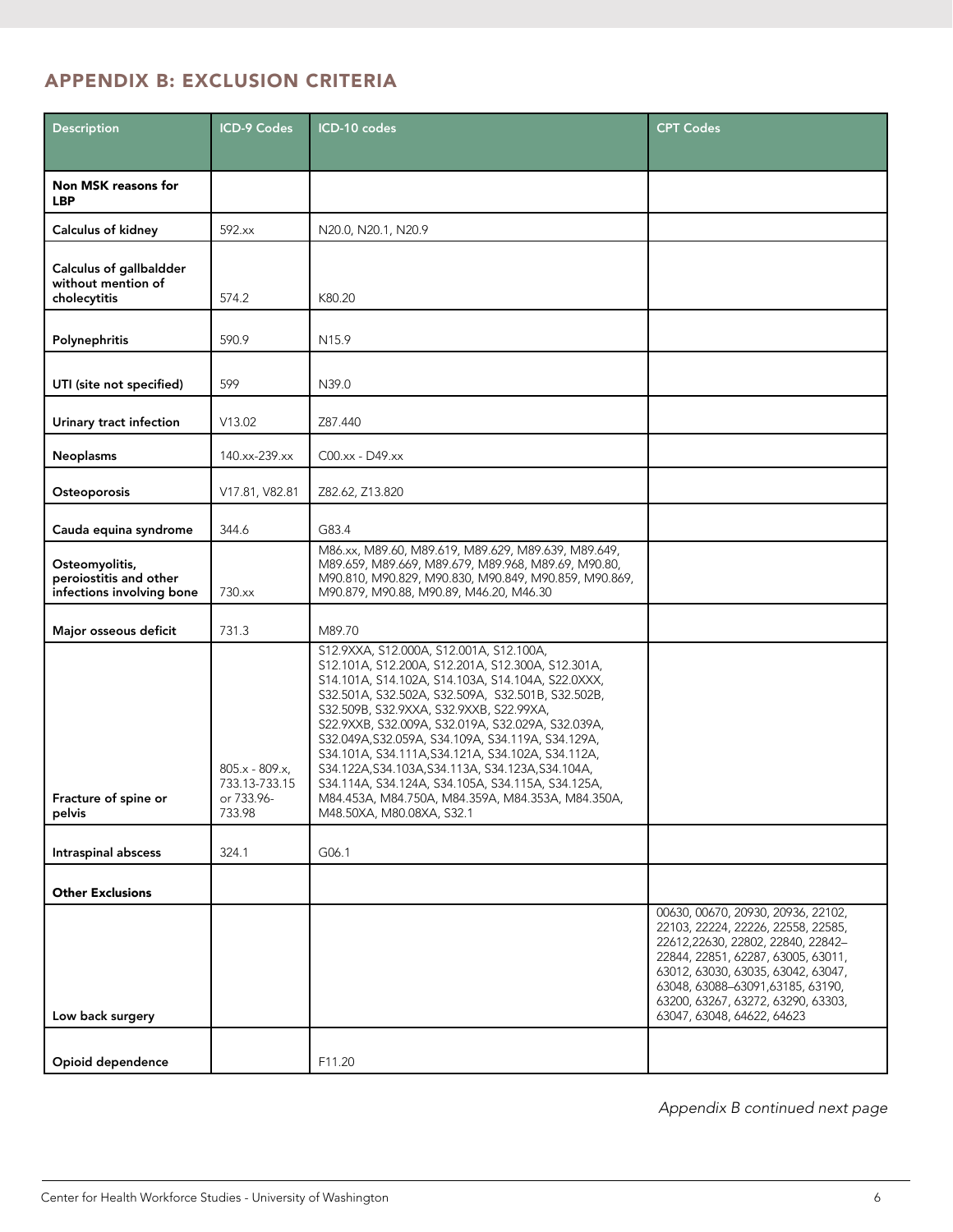## APPENDIX B: EXCLUSION CRITERIA

| Description | ICD-9 Codes | ICD-10 codes | CPT Codes |
|---|---|---|---|
| **Non MSK reasons for LBP** | | | |
| **Calculus of kidney** | 592.xx | N20.0, N20.1, N20.9 | |
| **Calculus of gallbaldder without mention of cholecytitis** | 574.2 | K80.20 | |
| **Polynephritis** | 590.9 | N15.9 | |
| **UTI (site not specified)** | 599 | N39.0 | |
| **Urinary tract infection** | V13.02 | Z87.440 | |
| **Neoplasms** | 140.xx-239.xx | C00.xx - D49.xx | |
| **Osteoporosis** | V17.81, V82.81 | Z82.62, Z13.820 | |
| **Cauda equina syndrome** | 344.6 | G83.4 | |
| **Osteomyolitis, peroiostitis and other infections involving bone** | 730.xx | M86.xx, M89.60, M89.619, M89.629, M89.639, M89.649, M89.659, M89.669, M89.679, M89.968, M89.69, M90.80, M90.810, M90.829, M90.830, M90.849, M90.859, M90.869, M90.879, M90.88, M90.89, M46.20, M46.30 | |
| **Major osseous deficit** | 731.3 | M89.70 | |
| **Fracture of spine or pelvis** | 805.x - 809.x, 733.13-733.15 or 733.96-733.98 | S12.9XXA, S12.000A, S12.001A, S12.100A, S12.101A, S12.200A, S12.201A, S12.300A, S12.301A, S14.101A, S14.102A, S14.103A, S14.104A, S22.0XXX, S32.501A, S32.502A, S32.509A, S32.501B, S32.502B, S32.509B, S32.9XXA, S32.9XXB, S22.9XXA, S22.9XXB, S32.009A, S32.019A, S32.029A, S32.039A, S32.049A,S32.059A, S34.109A, S34.119A, S34.129A, S34.101A, S34.111A,S34.121A, S34.102A, S34.112A, S34.122A,S34.103A,S34.113A, S34.123A,S34.104A, S34.114A, S34.124A, S34.105A, S34.115A, S34.125A, M84.453A, M84.750A, M84.359A, M84.353A, M84.350A, M48.50XA, M80.08XA, S32.1 | |
| **Intraspinal abscess** | 324.1 | G06.1 | |
| **Other Exclusions** | | | |
| Low back surgery | | | 00630, 00670, 20930, 20936, 22102, 22103, 22224, 22226, 22558, 22585, 22612,22630, 22802, 22840, 22842–22844, 22851, 62287, 63005, 63011, 63012, 63030, 63035, 63042, 63047, 63048, 63088–63091,63185, 63190, 63200, 63267, 63272, 63290, 63303, 63047, 63048, 64622, 64623 |
| Opioid dependence | | F11.20 | |

*Appendix B continued next page*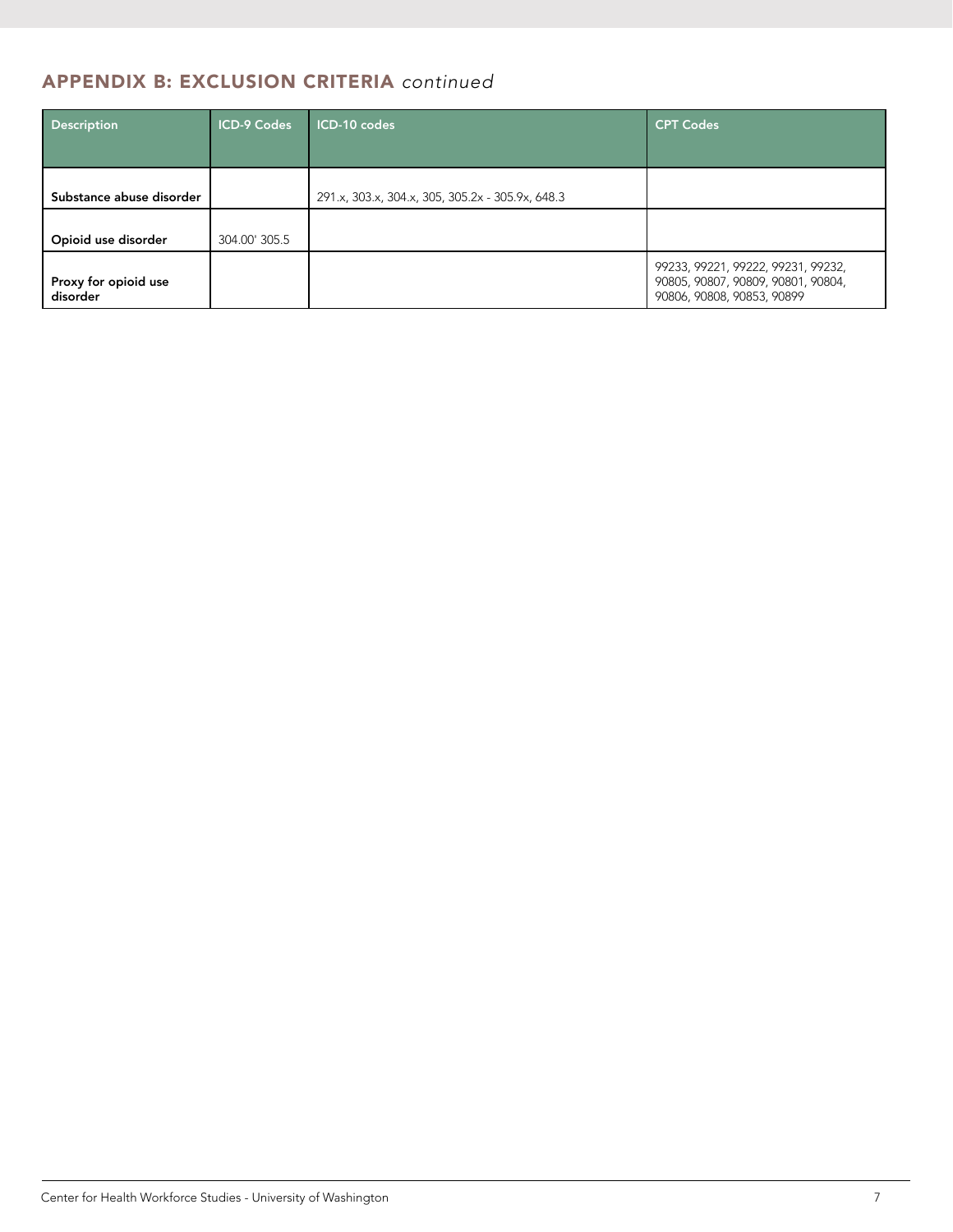## APPENDIX B: EXCLUSION CRITERIA *continued*

| Description | ICD-9 Codes | ICD-10 codes | CPT Codes |
|---|---|---|---|
| **Substance abuse disorder** | | 291.x, 303.x, 304.x, 305, 305.2x - 305.9x, 648.3 | |
| **Opioid use disorder** | 304.00' 305.5 | | |
| **Proxy for opioid use disorder** | | | 99233, 99221, 99222, 99231, 99232, 90805, 90807, 90809, 90801, 90804, 90806, 90808, 90853, 90899 |